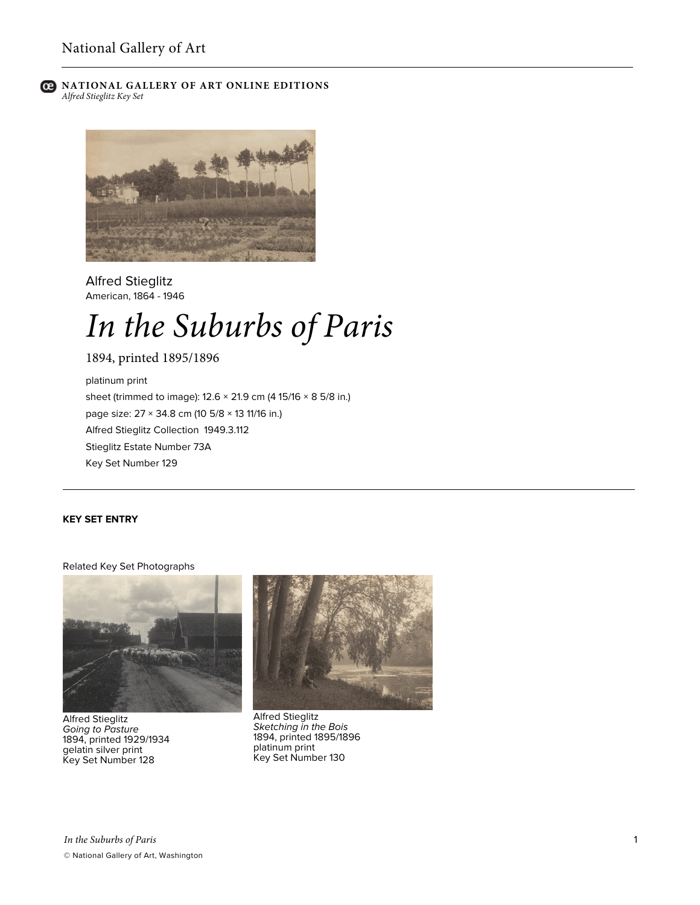**NATIONAL GALLERY OF ART ONLINE EDITIONS**
*Alfred Stieglitz Key Set*

Alfred Stieglitz
American, 1864 - 1946

# *In the Suburbs of Paris*

1894, printed 1895/1896

platinum print
sheet (trimmed to image): 12.6 × 21.9 cm (4 15/16 × 8 5/8 in.)
page size: 27 × 34.8 cm (10 5/8 × 13 11/16 in.)
Alfred Stieglitz Collection 1949.3.112
Stieglitz Estate Number 73A
Key Set Number 129

---

**KEY SET ENTRY**

Related Key Set Photographs

Alfred Stieglitz
*Going to Pasture*
1894, printed 1929/1934
gelatin silver print
Key Set Number 128

Alfred Stieglitz
*Sketching in the Bois*
1894, printed 1895/1896
platinum print
Key Set Number 130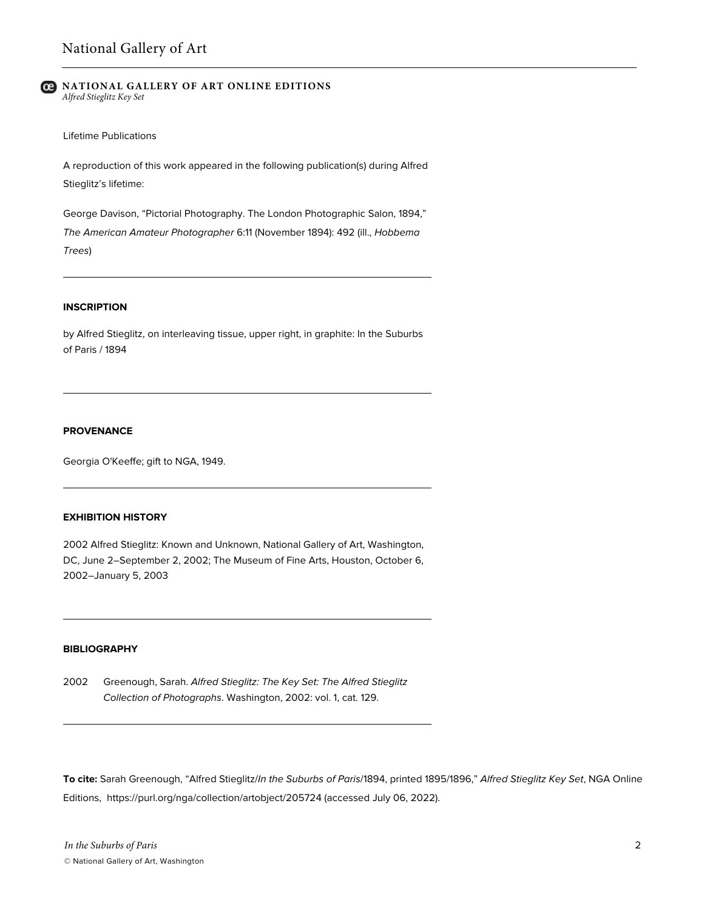Lifetime Publications

A reproduction of this work appeared in the following publication(s) during Alfred Stieglitz's lifetime:

George Davison, "Pictorial Photography. The London Photographic Salon, 1894," *The American Amateur Photographer* 6:11 (November 1894): 492 (ill., *Hobbema Trees*)

## INSCRIPTION

by Alfred Stieglitz, on interleaving tissue, upper right, in graphite: In the Suburbs of Paris / 1894

## PROVENANCE

Georgia O'Keeffe; gift to NGA, 1949.

## EXHIBITION HISTORY

2002 Alfred Stieglitz: Known and Unknown, National Gallery of Art, Washington, DC, June 2–September 2, 2002; The Museum of Fine Arts, Houston, October 6, 2002–January 5, 2003

## BIBLIOGRAPHY

2002 Greenough, Sarah. *Alfred Stieglitz: The Key Set: The Alfred Stieglitz Collection of Photographs*. Washington, 2002: vol. 1, cat. 129.

**To cite:** Sarah Greenough, "Alfred Stieglitz/*In the Suburbs of Paris*/1894, printed 1895/1896," *Alfred Stieglitz Key Set*, NGA Online Editions, https://purl.org/nga/collection/artobject/205724 (accessed July 06, 2022).